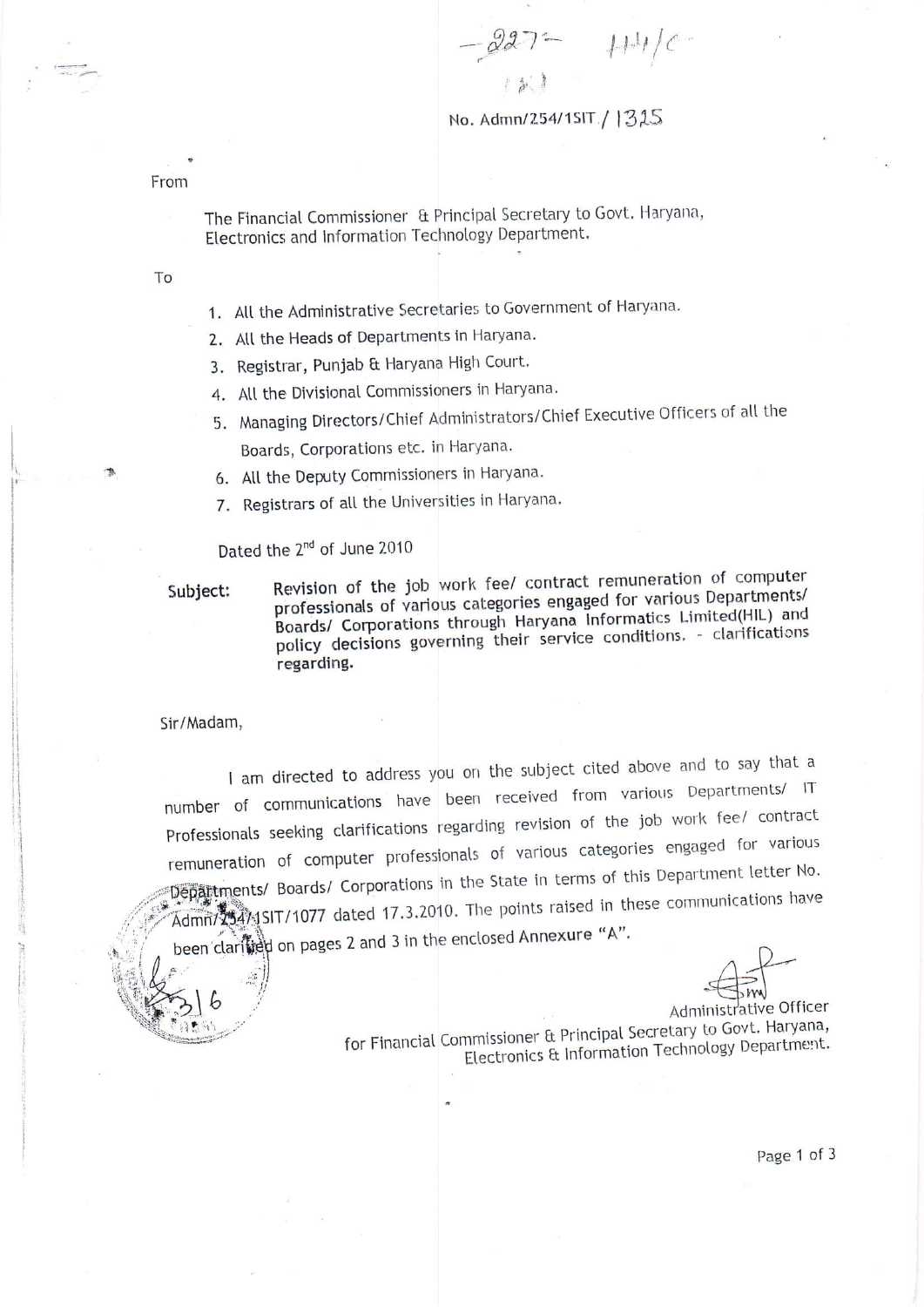-227- 1141/C

No. Admn/254/1SIT / 1325

From

The Financial Commissioner & Principal Secretary to Govt. Haryana, Electronics and Information Technology Department.

To

1. All the Administrative Secretaries to Government of Haryana.
2. All the Heads of Departments in Haryana.
3. Registrar, Punjab & Haryana High Court.
4. All the Divisional Commissioners in Haryana.
5. Managing Directors/Chief Administrators/Chief Executive Officers of all the Boards, Corporations etc. in Haryana.
6. All the Deputy Commissioners in Haryana.
7. Registrars of all the Universities in Haryana.

Dated the 2nd of June 2010

**Subject:** **Revision of the job work fee/ contract remuneration of computer professionals of various categories engaged for various Departments/ Boards/ Corporations through Haryana Informatics Limited(HIL) and policy decisions governing their service conditions. - clarifications regarding.**

Sir/Madam,

I am directed to address you on the subject cited above and to say that a number of communications have been received from various Departments/ IT Professionals seeking clarifications regarding revision of the job work fee/ contract remuneration of computer professionals of various categories engaged for various Departments/ Boards/ Corporations in the State in terms of this Department letter No. Admn/254/1SIT/1077 dated 17.3.2010. The points raised in these communications have been clarified on pages 2 and 3 in the enclosed Annexure "A".

Administrative Officer
for Financial Commissioner & Principal Secretary to Govt. Haryana,
Electronics & Information Technology Department.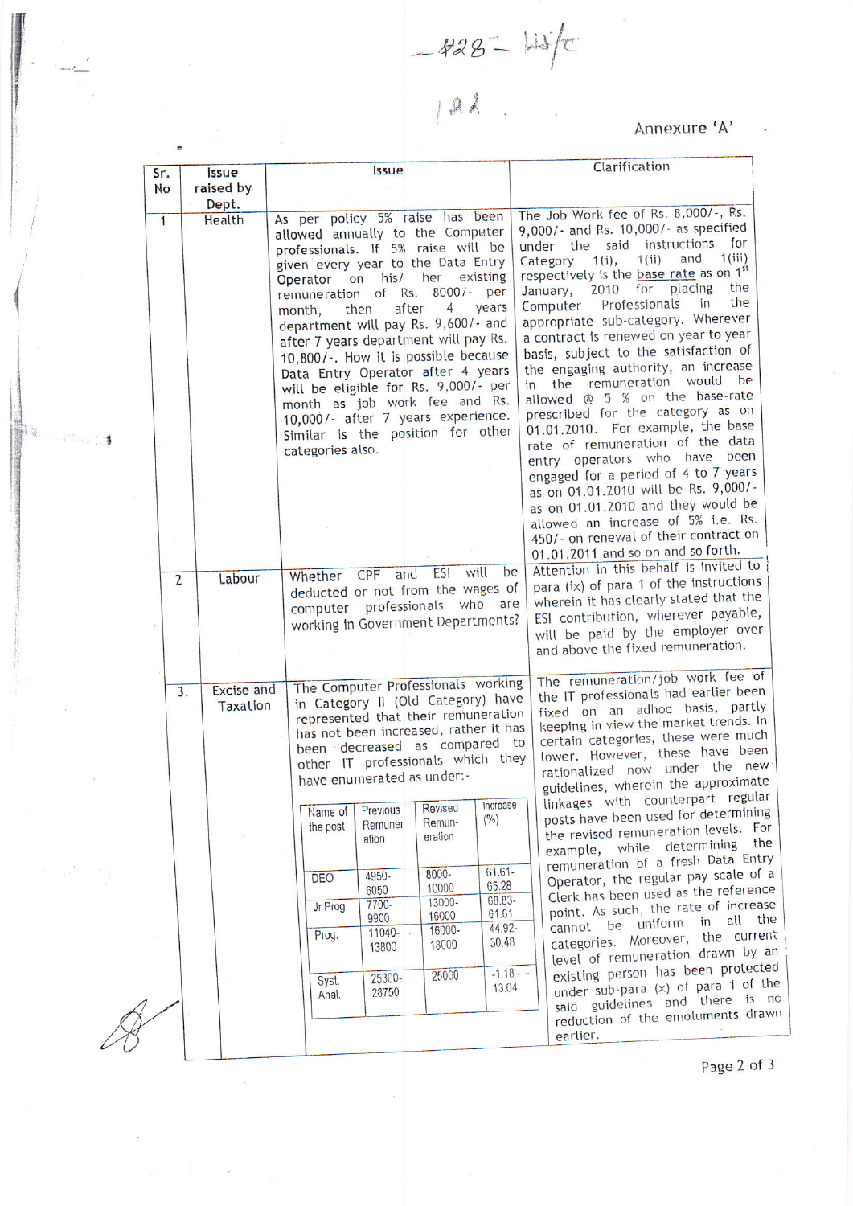Annexure 'A'

| Sr. No | Issue raised by Dept. | Issue | Clarification |
|---|---|---|---|
| 1 | Health | As per policy 5% raise has been allowed annually to the Computer professionals. If 5% raise will be given every year to the Data Entry Operator on his/ her existing remuneration of Rs. 8000/- per month, then after 4 years department will pay Rs. 9,600/- and after 7 years department will pay Rs. 10,800/-. How it is possible because Data Entry Operator after 4 years will be eligible for Rs. 9,000/- per month as job work fee and Rs. 10,000/- after 7 years experience. Similar is the position for other categories also. | The Job Work fee of Rs. 8,000/-, Rs. 9,000/- and Rs. 10,000/- as specified under the said instructions for Category 1(i), 1(ii) and 1(iii) respectively is the base rate as on 1st January, 2010 for placing the Computer Professionals in the appropriate sub-category. Wherever a contract is renewed on year to year basis, subject to the satisfaction of the engaging authority, an increase in the remuneration would be allowed @ 5 % on the base-rate prescribed for the category as on 01.01.2010. For example, the base rate of remuneration of the data entry operators who have been engaged for a period of 4 to 7 years as on 01.01.2010 will be Rs. 9,000/- as on 01.01.2010 and they would be allowed an increase of 5% i.e. Rs. 450/- on renewal of their contract on 01.01.2011 and so on and so forth. |
| 2 | Labour | Whether CPF and ESI will be deducted or not from the wages of computer professionals who are working in Government Departments? | Attention in this behalf is invited to para (ix) of para 1 of the instructions wherein it has clearly stated that the ESI contribution, wherever payable, will be paid by the employer over and above the fixed remuneration. |
| 3. | Excise and Taxation | The Computer Professionals working in Category II (Old Category) have represented that their remuneration has not been increased, rather it has been decreased as compared to other IT professionals which they have enumerated as under:-<br><br>Name of the post / Previous Remuneration / Revised Remuneration / Increase (%):<br>DEO / 4950-6050 / 8000-10000 / 61.61-65.28<br>Jr Prog. / 7700-9900 / 13000-16000 / 68.83-61.61<br>Prog. / 11040-13800 / 16000-18000 / 44.92-30.48<br>Syst. Anal. / 25300-28750 / 25000 / -1.18 - -13.04 | The remuneration/job work fee of the IT professionals had earlier been fixed on an adhoc basis, partly keeping in view the market trends. In certain categories, these were much lower. However, these have been rationalized now under the new guidelines, wherein the approximate linkages with counterpart regular posts have been used for determining the revised remuneration levels. For example, while determining the remuneration of a fresh Data Entry Operator, the regular pay scale of a Clerk has been used as the reference point. As such, the rate of increase cannot be uniform in all the categories. Moreover, the current level of remuneration drawn by an existing person has been protected under sub-para (x) of para 1 of the said guidelines and there is no reduction of the emoluments drawn earlier. |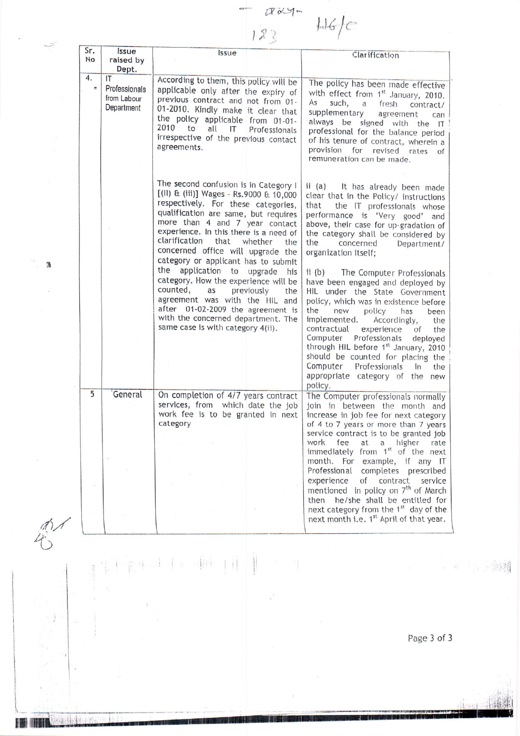| Sr. No | Issue raised by Dept. | Issue | Clarification |
|---|---|---|---|
| 4. | IT Professionals from Labour Department | According to them, this policy will be applicable only after the expiry of previous contract and not from 01-01-2010. Kindly make it clear that the policy applicable from 01-01-2010 to all IT Professionals irrespective of the previous contact agreements. | The policy has been made effective with effect from 1st January, 2010. As such, a fresh contract/ supplementary agreement can always be signed with the IT professional for the balance period of his tenure of contract, wherein a provision for revised rates of remuneration can be made. |
| | | The second confusion is in Category I [(II) & (iii)] Wages - Rs.9000 & 10,000 respectively. For these categories, qualification are same, but requires more than 4 and 7 year contact experience. In this there is a need of clarification that whether the concerned office will upgrade the category or applicant has to submit the application to upgrade his category. How the experience will be counted, as previously the agreement was with the HIL and after 01-02-2009 the agreement is with the concerned department. The same case is with category 4(ii). | ii (a) It has already been made clear that in the Policy/ instructions that the IT professionals whose performance is 'Very good' and above, their case for up-gradation of the category shall be considered by the concerned Department/ organization itself;<br><br>ii (b) The Computer Professionals have been engaged and deployed by HIL under the State Government policy, which was in existence before the new policy has been implemented. Accordingly, the contractual experience of the Computer Professionals deployed through HIL before 1st January, 2010 should be counted for placing the Computer Professionals in the appropriate category of the new policy. |
| 5 | General | On completion of 4/7 years contract services, from which date the job work fee is to be granted in next category | The Computer professionals normally join in between the month and increase in job fee for next category of 4 to 7 years or more than 7 years service contract is to be granted job work fee at a higher rate immediately from 1st of the next month. For example, if any IT Professional completes prescribed experience of contract service mentioned in policy on 7th of March then he/she shall be entitled for next category from the 1st day of the next month i.e. 1st April of that year. |